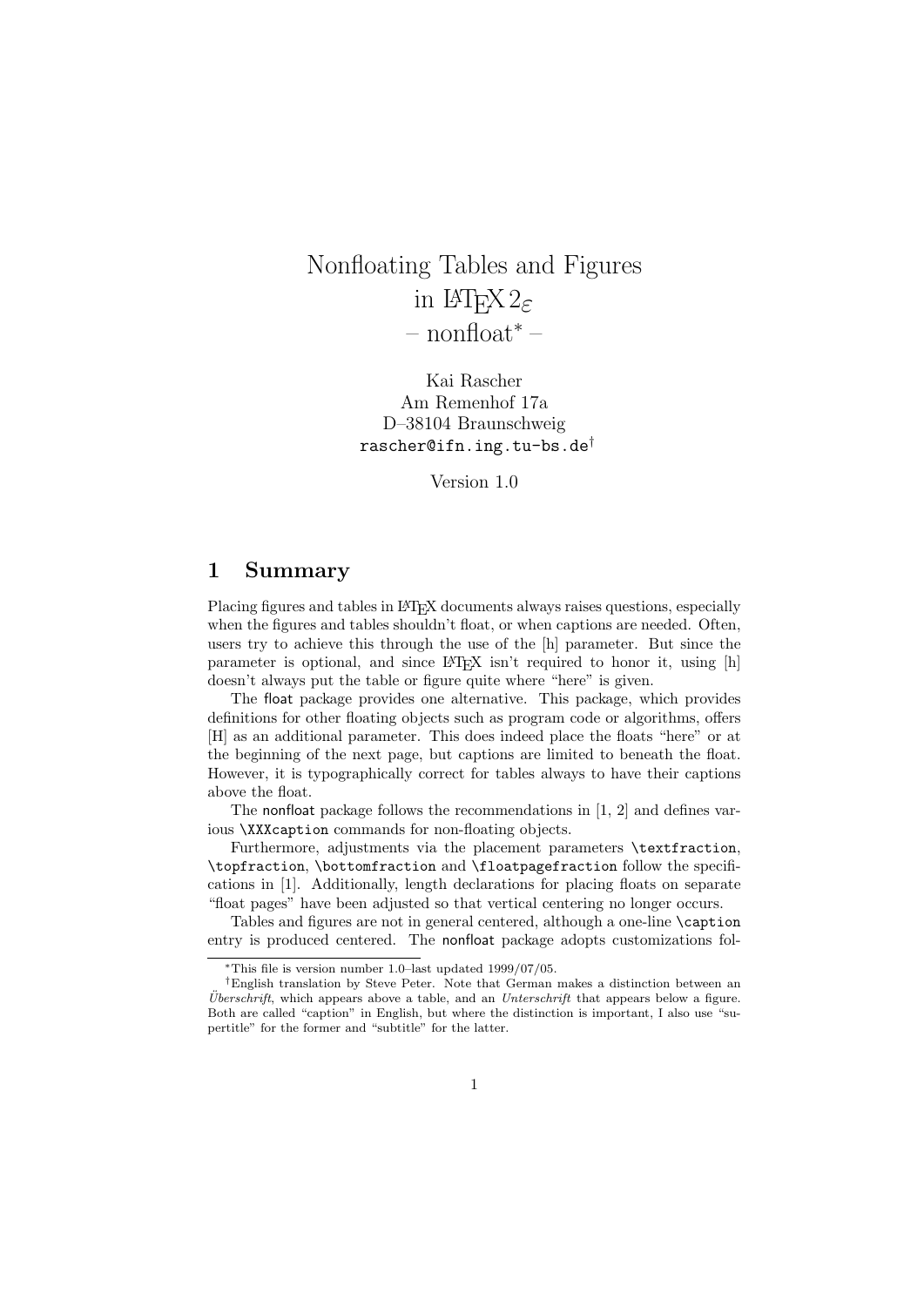# Nonfloating Tables and Figures in LaTeX $2_\varepsilon$ – nonfloat* –

Kai Rascher
Am Remenhof 17a
D–38104 Braunschweig
rascher@ifn.ing.tu-bs.de†

Version 1.0

## 1 Summary

Placing figures and tables in LaTeX documents always raises questions, especially when the figures and tables shouldn't float, or when captions are needed. Often, users try to achieve this through the use of the [h] parameter. But since the parameter is optional, and since LaTeX isn't required to honor it, using [h] doesn't always put the table or figure quite where "here" is given.

The float package provides one alternative. This package, which provides definitions for other floating objects such as program code or algorithms, offers [H] as an additional parameter. This does indeed place the floats "here" or at the beginning of the next page, but captions are limited to beneath the float. However, it is typographically correct for tables always to have their captions above the float.

The nonfloat package follows the recommendations in [1, 2] and defines various `\XXXcaption` commands for non-floating objects.

Furthermore, adjustments via the placement parameters `\textfraction`, `\topfraction`, `\bottomfraction` and `\floatpagefraction` follow the specifications in [1]. Additionally, length declarations for placing floats on separate "float pages" have been adjusted so that vertical centering no longer occurs.

Tables and figures are not in general centered, although a one-line `\caption` entry is produced centered. The nonfloat package adopts customizations fol-

---

*This file is version number 1.0–last updated 1999/07/05.

†English translation by Steve Peter. Note that German makes a distinction between an *Überschrift*, which appears above a table, and an *Unterschrift* that appears below a figure. Both are called "caption" in English, but where the distinction is important, I also use "supertitle" for the former and "subtitle" for the latter.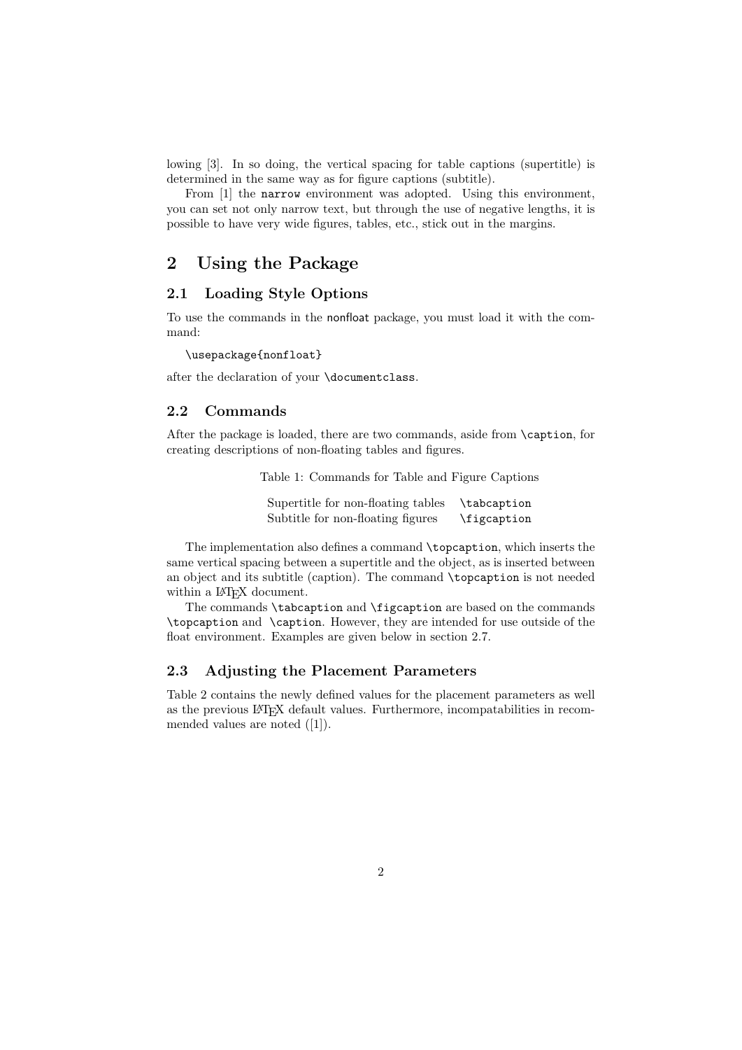lowing [3]. In so doing, the vertical spacing for table captions (supertitle) is determined in the same way as for figure captions (subtitle).

From [1] the `narrow` environment was adopted. Using this environment, you can set not only narrow text, but through the use of negative lengths, it is possible to have very wide figures, tables, etc., stick out in the margins.

## 2 Using the Package

### 2.1 Loading Style Options

To use the commands in the nonfloat package, you must load it with the command:

```
\usepackage{nonfloat}
```

after the declaration of your `\documentclass`.

### 2.2 Commands

After the package is loaded, there are two commands, aside from `\caption`, for creating descriptions of non-floating tables and figures.

Table 1: Commands for Table and Figure Captions

| | |
|---|---|
| Supertitle for non-floating tables | `\tabcaption` |
| Subtitle for non-floating figures | `\figcaption` |

The implementation also defines a command `\topcaption`, which inserts the same vertical spacing between a supertitle and the object, as is inserted between an object and its subtitle (caption). The command `\topcaption` is not needed within a LaTeX document.

The commands `\tabcaption` and `\figcaption` are based on the commands `\topcaption` and `\caption`. However, they are intended for use outside of the float environment. Examples are given below in section 2.7.

### 2.3 Adjusting the Placement Parameters

Table 2 contains the newly defined values for the placement parameters as well as the previous LaTeX default values. Furthermore, incompatabilities in recommended values are noted ([1]).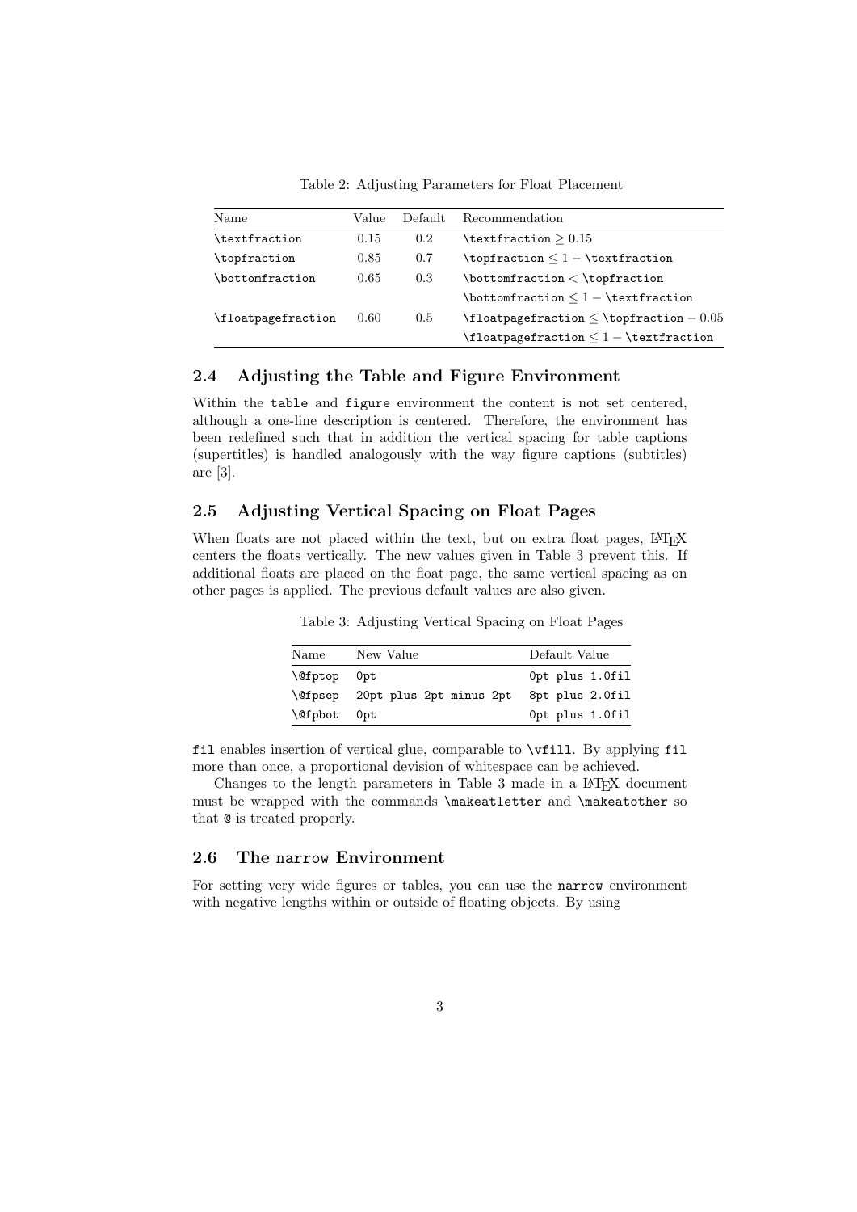Table 2: Adjusting Parameters for Float Placement

| Name | Value | Default | Recommendation |
|---|---|---|---|
| `\textfraction` | 0.15 | 0.2 | `\textfraction` $\geq 0.15$ |
| `\topfraction` | 0.85 | 0.7 | `\topfraction` $\leq 1 -$ `\textfraction` |
| `\bottomfraction` | 0.65 | 0.3 | `\bottomfraction` $<$ `\topfraction` |
| | | | `\bottomfraction` $\leq 1 -$ `\textfraction` |
| `\floatpagefraction` | 0.60 | 0.5 | `\floatpagefraction` $\leq$ `\topfraction` $- 0.05$ |
| | | | `\floatpagefraction` $\leq 1 -$ `\textfraction` |

### 2.4 Adjusting the Table and Figure Environment

Within the `table` and `figure` environment the content is not set centered, although a one-line description is centered. Therefore, the environment has been redefined such that in addition the vertical spacing for table captions (supertitles) is handled analogously with the way figure captions (subtitles) are [3].

### 2.5 Adjusting Vertical Spacing on Float Pages

When floats are not placed within the text, but on extra float pages, LaTeX centers the floats vertically. The new values given in Table 3 prevent this. If additional floats are placed on the float page, the same vertical spacing as on other pages is applied. The previous default values are also given.

Table 3: Adjusting Vertical Spacing on Float Pages

| Name | New Value | Default Value |
|---|---|---|
| `\@fptop` | `0pt` | `0pt plus 1.0fil` |
| `\@fpsep` | `20pt plus 2pt minus 2pt` | `8pt plus 2.0fil` |
| `\@fpbot` | `0pt` | `0pt plus 1.0fil` |

`fil` enables insertion of vertical glue, comparable to `\vfill`. By applying `fil` more than once, a proportional devision of whitespace can be achieved.

Changes to the length parameters in Table 3 made in a LaTeX document must be wrapped with the commands `\makeatletter` and `\makeatother` so that `@` is treated properly.

### 2.6 The `narrow` Environment

For setting very wide figures or tables, you can use the `narrow` environment with negative lengths within or outside of floating objects. By using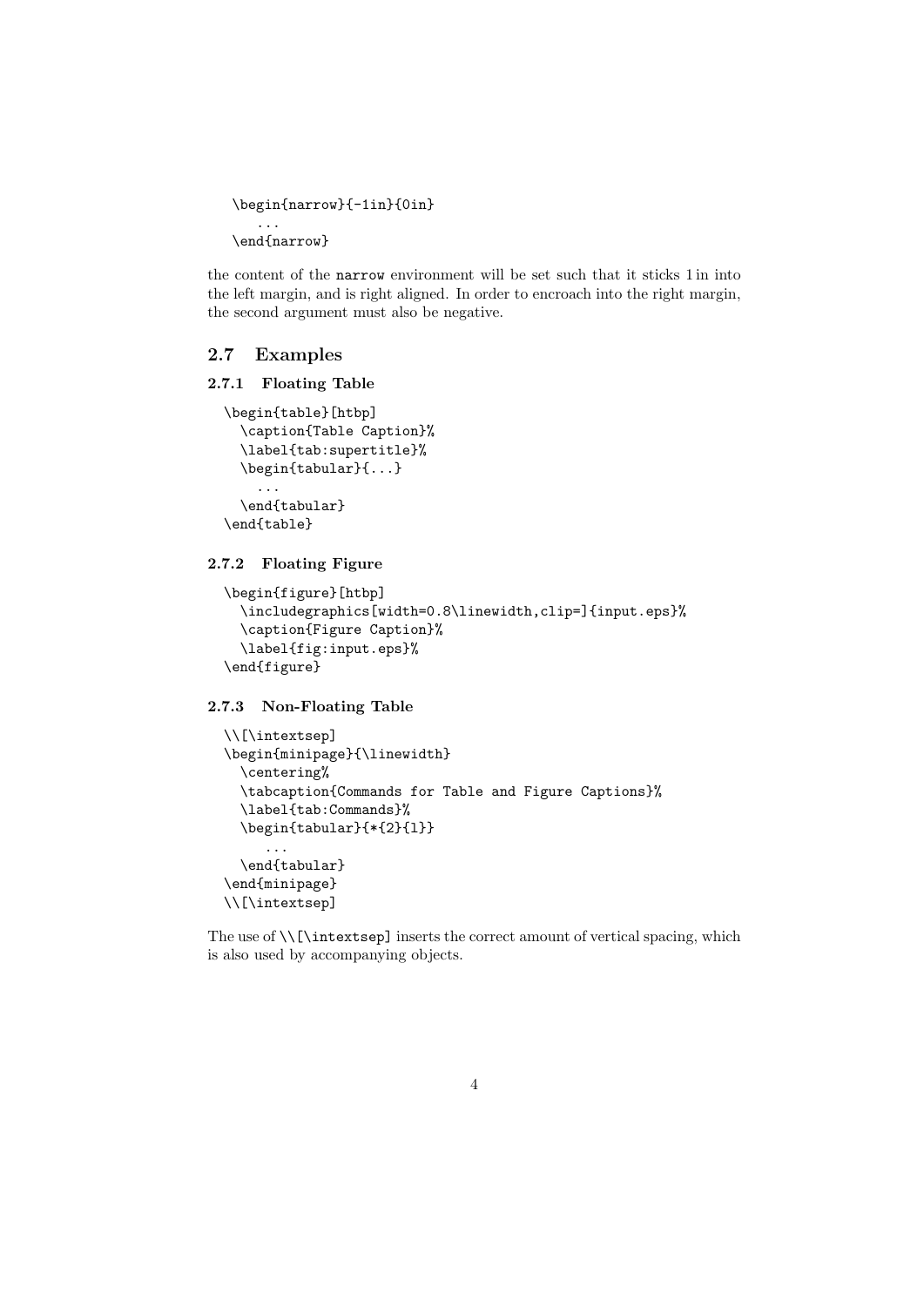```
\begin{narrow}{-1in}{0in}
   ...
\end{narrow}
```

the content of the `narrow` environment will be set such that it sticks 1 in into the left margin, and is right aligned. In order to encroach into the right margin, the second argument must also be negative.

## 2.7 Examples

### 2.7.1 Floating Table

```
\begin{table}[htbp]
  \caption{Table Caption}%
  \label{tab:supertitle}%
  \begin{tabular}{...}
    ...
  \end{tabular}
\end{table}
```

### 2.7.2 Floating Figure

```
\begin{figure}[htbp]
  \includegraphics[width=0.8\linewidth,clip=]{input.eps}%
  \caption{Figure Caption}%
  \label{fig:input.eps}%
\end{figure}
```

### 2.7.3 Non-Floating Table

```
\\[\intextsep]
\begin{minipage}{\linewidth}
  \centering%
  \tabcaption{Commands for Table and Figure Captions}%
  \label{tab:Commands}%
  \begin{tabular}{*{2}{l}}
     ...
  \end{tabular}
\end{minipage}
\\[\intextsep]
```

The use of `\\[\intextsep]` inserts the correct amount of vertical spacing, which is also used by accompanying objects.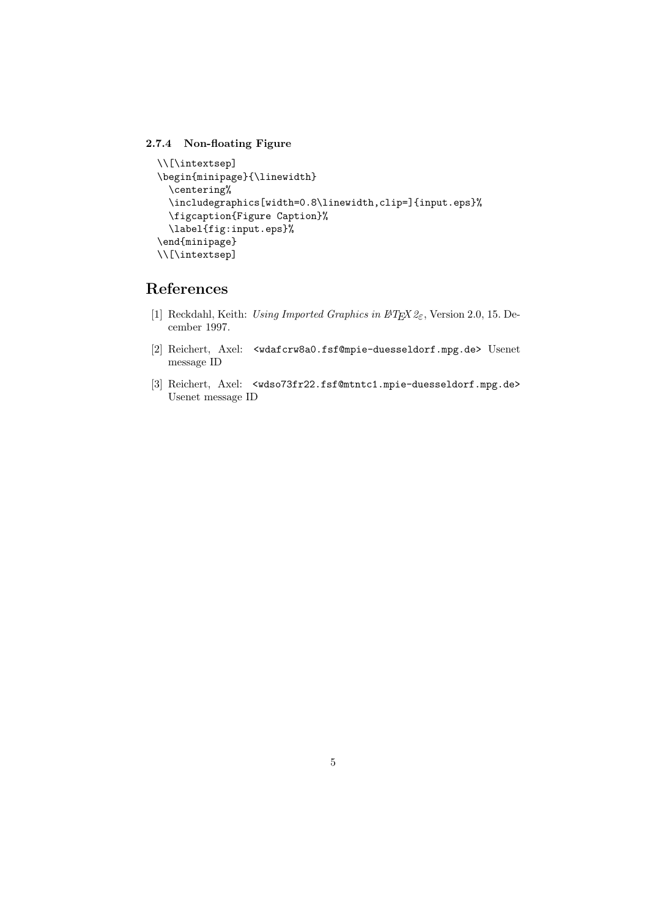#### 2.7.4 Non-floating Figure

```
\\[\intextsep]
\begin{minipage}{\linewidth}
  \centering%
  \includegraphics[width=0.8\linewidth,clip=]{input.eps}%
  \figcaption{Figure Caption}%
  \label{fig:input.eps}%
\end{minipage}
\\[\intextsep]
```

## References

[1] Reckdahl, Keith: *Using Imported Graphics in LaTeX 2ε*, Version 2.0, 15. December 1997.

[2] Reichert, Axel: `<wdafcrw8a0.fsf@mpie-duesseldorf.mpg.de>` Usenet message ID

[3] Reichert, Axel: `<wdso73fr22.fsf@mtntc1.mpie-duesseldorf.mpg.de>` Usenet message ID